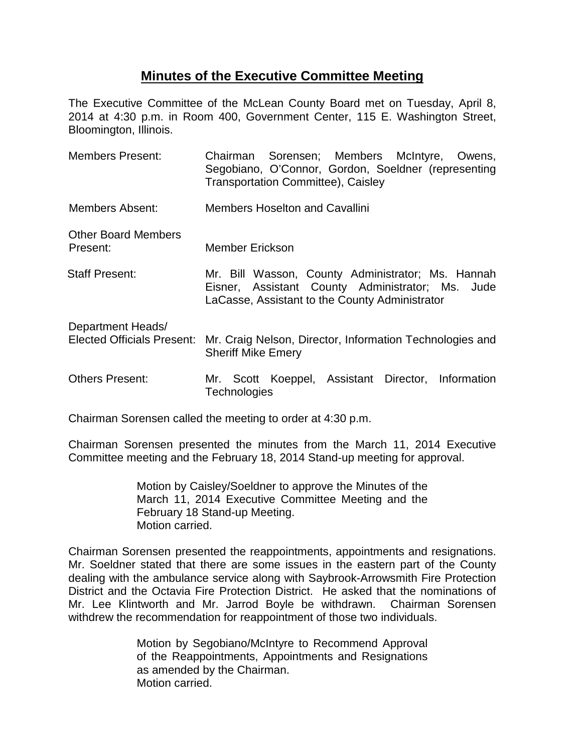# Minutes of the Executive Committee Meeting

The Executive Committee of the McLean County Board met on Tuesday, April 8, 2014 at 4:30 p.m. in Room 400, Government Center, 115 E. Washington Street, Bloomington, Illinois.

| | |
|---|---|
| Members Present: | Chairman Sorensen; Members McIntyre, Owens, Segobiano, O'Connor, Gordon, Soeldner (representing Transportation Committee), Caisley |
| Members Absent: | Members Hoselton and Cavallini |
| Other Board Members Present: | Member Erickson |
| Staff Present: | Mr. Bill Wasson, County Administrator; Ms. Hannah Eisner, Assistant County Administrator; Ms. Jude LaCasse, Assistant to the County Administrator |
| Department Heads/ Elected Officials Present: | Mr. Craig Nelson, Director, Information Technologies and Sheriff Mike Emery |
| Others Present: | Mr. Scott Koeppel, Assistant Director, Information Technologies |

Chairman Sorensen called the meeting to order at 4:30 p.m.

Chairman Sorensen presented the minutes from the March 11, 2014 Executive Committee meeting and the February 18, 2014 Stand-up meeting for approval.

> Motion by Caisley/Soeldner to approve the Minutes of the March 11, 2014 Executive Committee Meeting and the February 18 Stand-up Meeting.
> Motion carried.

Chairman Sorensen presented the reappointments, appointments and resignations. Mr. Soeldner stated that there are some issues in the eastern part of the County dealing with the ambulance service along with Saybrook-Arrowsmith Fire Protection District and the Octavia Fire Protection District. He asked that the nominations of Mr. Lee Klintworth and Mr. Jarrod Boyle be withdrawn. Chairman Sorensen withdrew the recommendation for reappointment of those two individuals.

> Motion by Segobiano/McIntyre to Recommend Approval of the Reappointments, Appointments and Resignations as amended by the Chairman.
> Motion carried.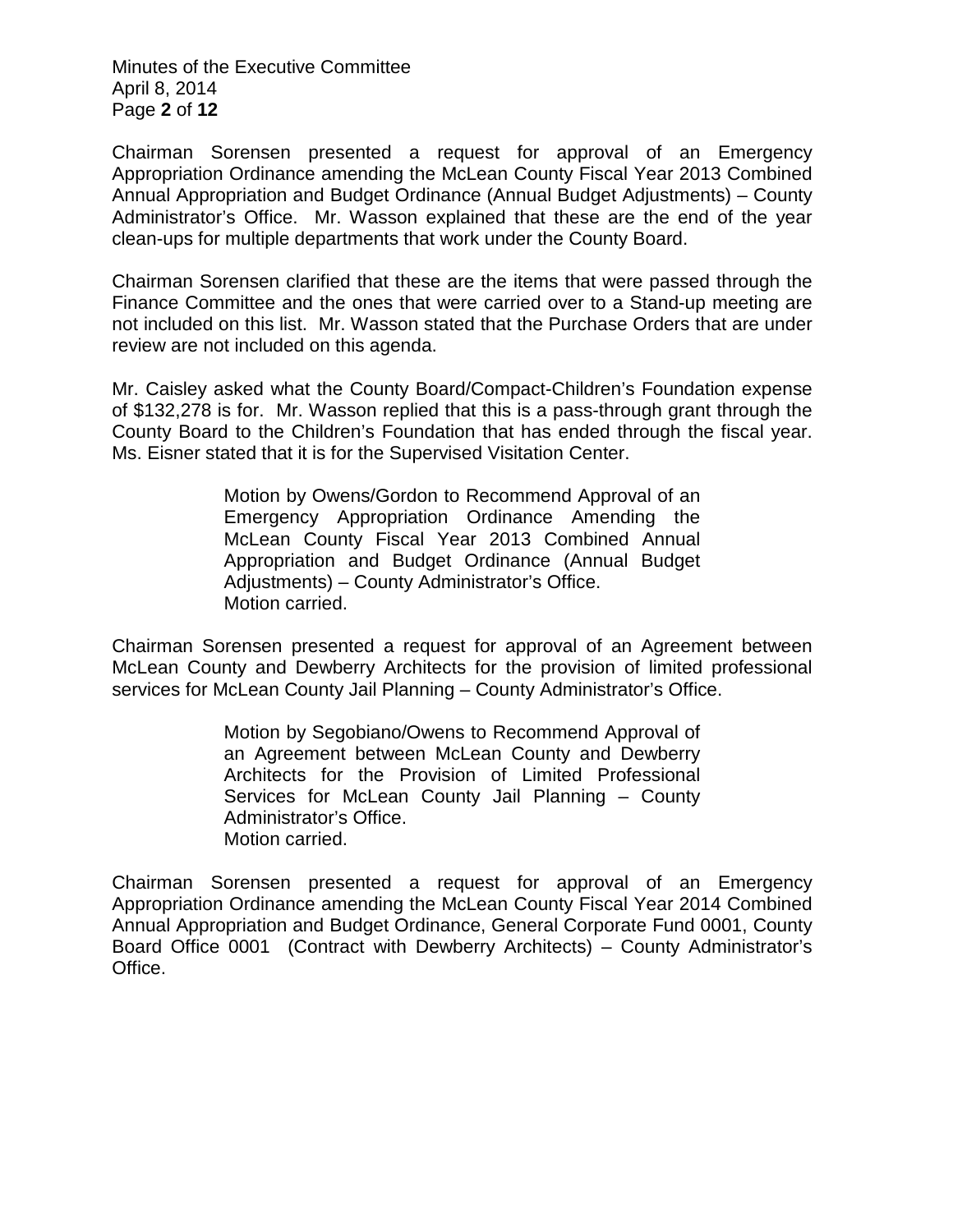Chairman Sorensen presented a request for approval of an Emergency Appropriation Ordinance amending the McLean County Fiscal Year 2013 Combined Annual Appropriation and Budget Ordinance (Annual Budget Adjustments) – County Administrator's Office. Mr. Wasson explained that these are the end of the year clean-ups for multiple departments that work under the County Board.

Chairman Sorensen clarified that these are the items that were passed through the Finance Committee and the ones that were carried over to a Stand-up meeting are not included on this list. Mr. Wasson stated that the Purchase Orders that are under review are not included on this agenda.

Mr. Caisley asked what the County Board/Compact-Children's Foundation expense of $132,278 is for. Mr. Wasson replied that this is a pass-through grant through the County Board to the Children's Foundation that has ended through the fiscal year. Ms. Eisner stated that it is for the Supervised Visitation Center.

> Motion by Owens/Gordon to Recommend Approval of an Emergency Appropriation Ordinance Amending the McLean County Fiscal Year 2013 Combined Annual Appropriation and Budget Ordinance (Annual Budget Adjustments) – County Administrator's Office.
> Motion carried.

Chairman Sorensen presented a request for approval of an Agreement between McLean County and Dewberry Architects for the provision of limited professional services for McLean County Jail Planning – County Administrator's Office.

> Motion by Segobiano/Owens to Recommend Approval of an Agreement between McLean County and Dewberry Architects for the Provision of Limited Professional Services for McLean County Jail Planning – County Administrator's Office.
> Motion carried.

Chairman Sorensen presented a request for approval of an Emergency Appropriation Ordinance amending the McLean County Fiscal Year 2014 Combined Annual Appropriation and Budget Ordinance, General Corporate Fund 0001, County Board Office 0001 (Contract with Dewberry Architects) – County Administrator's Office.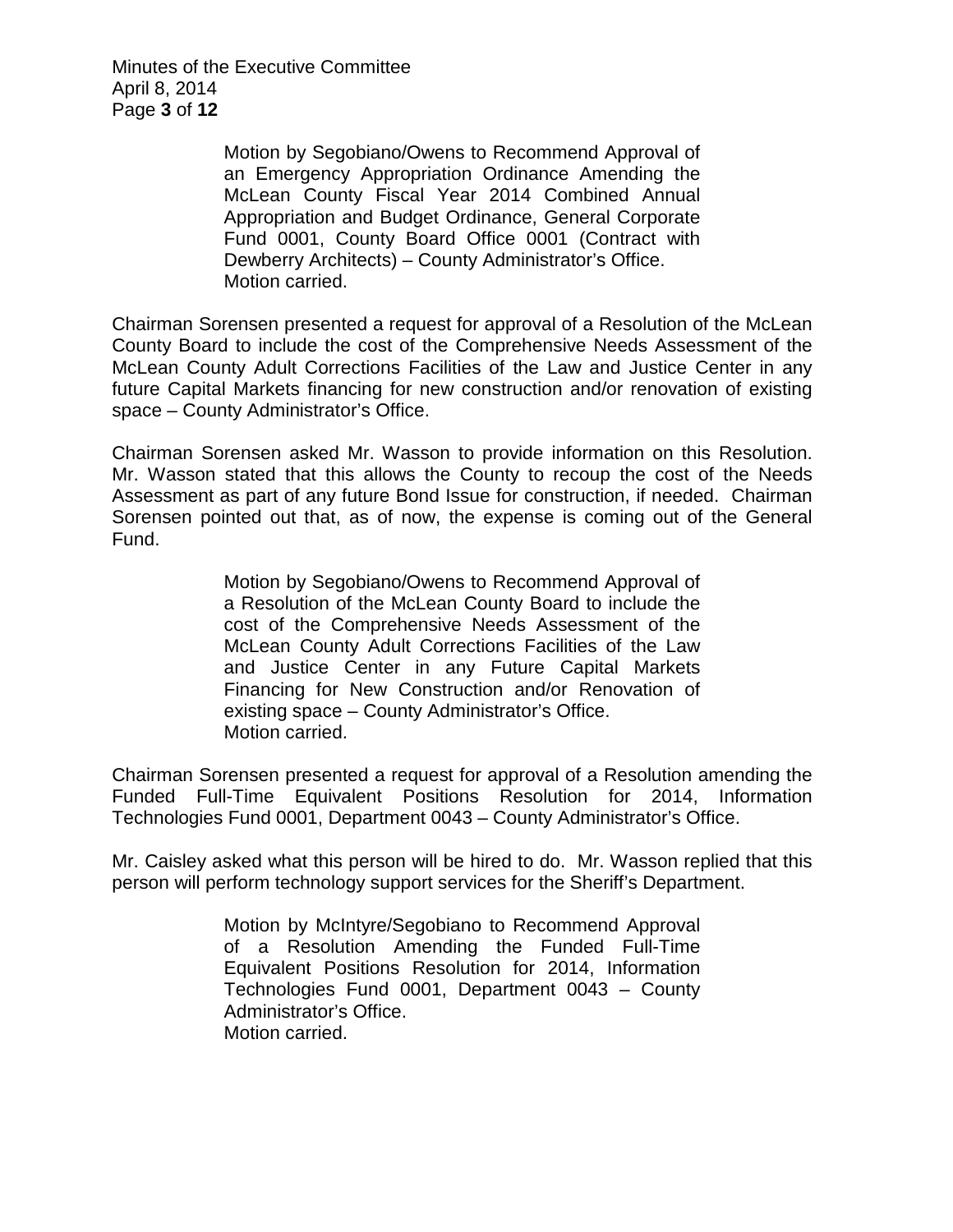> Motion by Segobiano/Owens to Recommend Approval of an Emergency Appropriation Ordinance Amending the McLean County Fiscal Year 2014 Combined Annual Appropriation and Budget Ordinance, General Corporate Fund 0001, County Board Office 0001 (Contract with Dewberry Architects) – County Administrator's Office.
> Motion carried.

Chairman Sorensen presented a request for approval of a Resolution of the McLean County Board to include the cost of the Comprehensive Needs Assessment of the McLean County Adult Corrections Facilities of the Law and Justice Center in any future Capital Markets financing for new construction and/or renovation of existing space – County Administrator's Office.

Chairman Sorensen asked Mr. Wasson to provide information on this Resolution. Mr. Wasson stated that this allows the County to recoup the cost of the Needs Assessment as part of any future Bond Issue for construction, if needed. Chairman Sorensen pointed out that, as of now, the expense is coming out of the General Fund.

> Motion by Segobiano/Owens to Recommend Approval of a Resolution of the McLean County Board to include the cost of the Comprehensive Needs Assessment of the McLean County Adult Corrections Facilities of the Law and Justice Center in any Future Capital Markets Financing for New Construction and/or Renovation of existing space – County Administrator's Office.
> Motion carried.

Chairman Sorensen presented a request for approval of a Resolution amending the Funded Full-Time Equivalent Positions Resolution for 2014, Information Technologies Fund 0001, Department 0043 – County Administrator's Office.

Mr. Caisley asked what this person will be hired to do. Mr. Wasson replied that this person will perform technology support services for the Sheriff's Department.

> Motion by McIntyre/Segobiano to Recommend Approval of a Resolution Amending the Funded Full-Time Equivalent Positions Resolution for 2014, Information Technologies Fund 0001, Department 0043 – County Administrator's Office.
> Motion carried.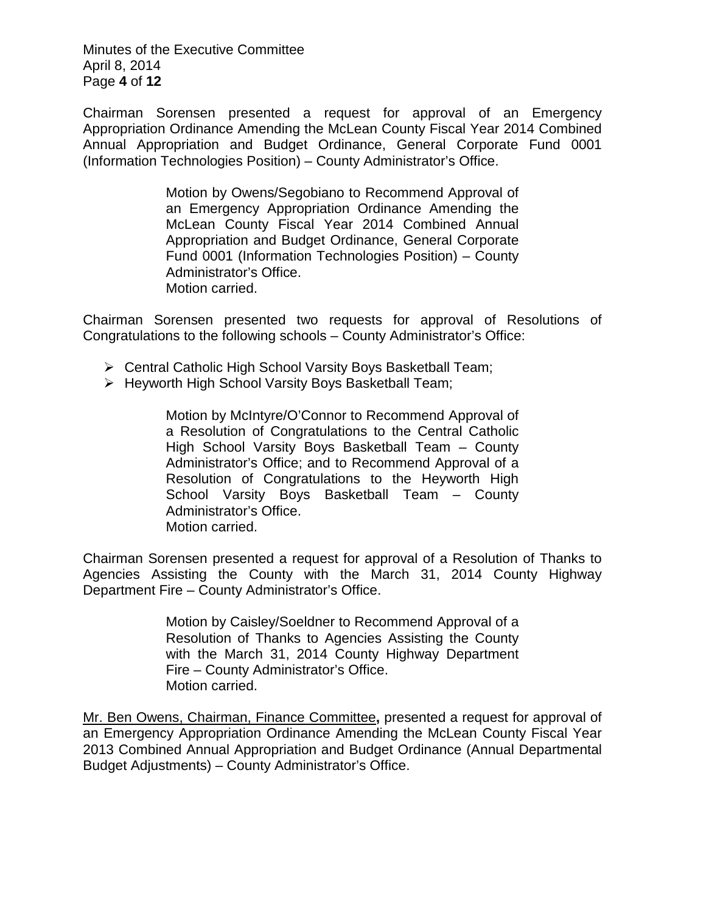Chairman Sorensen presented a request for approval of an Emergency Appropriation Ordinance Amending the McLean County Fiscal Year 2014 Combined Annual Appropriation and Budget Ordinance, General Corporate Fund 0001 (Information Technologies Position) – County Administrator's Office.

> Motion by Owens/Segobiano to Recommend Approval of an Emergency Appropriation Ordinance Amending the McLean County Fiscal Year 2014 Combined Annual Appropriation and Budget Ordinance, General Corporate Fund 0001 (Information Technologies Position) – County Administrator's Office.
> Motion carried.

Chairman Sorensen presented two requests for approval of Resolutions of Congratulations to the following schools – County Administrator's Office:

- Central Catholic High School Varsity Boys Basketball Team;
- Heyworth High School Varsity Boys Basketball Team;

> Motion by McIntyre/O'Connor to Recommend Approval of a Resolution of Congratulations to the Central Catholic High School Varsity Boys Basketball Team – County Administrator's Office; and to Recommend Approval of a Resolution of Congratulations to the Heyworth High School Varsity Boys Basketball Team – County Administrator's Office.
> Motion carried.

Chairman Sorensen presented a request for approval of a Resolution of Thanks to Agencies Assisting the County with the March 31, 2014 County Highway Department Fire – County Administrator's Office.

> Motion by Caisley/Soeldner to Recommend Approval of a Resolution of Thanks to Agencies Assisting the County with the March 31, 2014 County Highway Department Fire – County Administrator's Office.
> Motion carried.

Mr. Ben Owens, Chairman, Finance Committee**,** presented a request for approval of an Emergency Appropriation Ordinance Amending the McLean County Fiscal Year 2013 Combined Annual Appropriation and Budget Ordinance (Annual Departmental Budget Adjustments) – County Administrator's Office.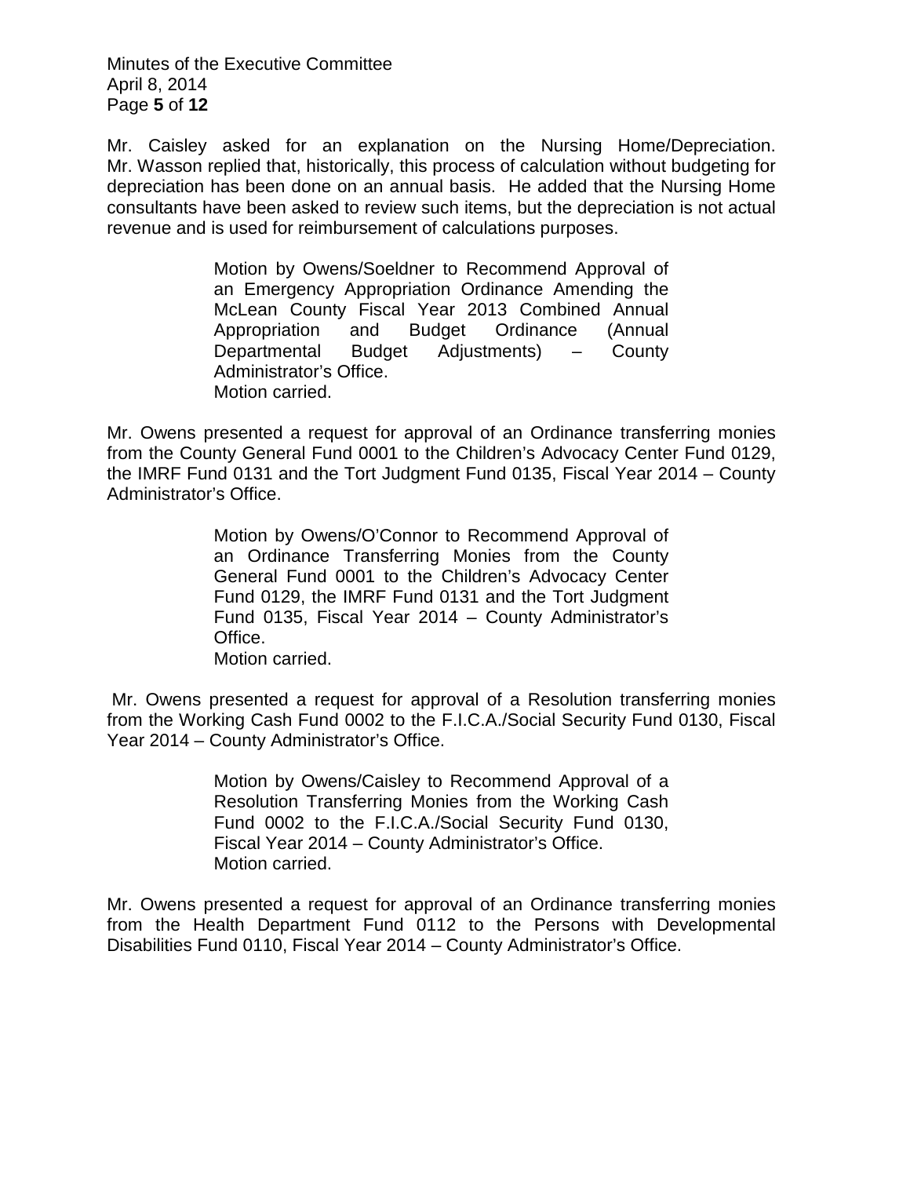Mr. Caisley asked for an explanation on the Nursing Home/Depreciation. Mr. Wasson replied that, historically, this process of calculation without budgeting for depreciation has been done on an annual basis. He added that the Nursing Home consultants have been asked to review such items, but the depreciation is not actual revenue and is used for reimbursement of calculations purposes.

> Motion by Owens/Soeldner to Recommend Approval of an Emergency Appropriation Ordinance Amending the McLean County Fiscal Year 2013 Combined Annual Appropriation and Budget Ordinance (Annual Departmental Budget Adjustments) – County Administrator's Office.
> Motion carried.

Mr. Owens presented a request for approval of an Ordinance transferring monies from the County General Fund 0001 to the Children's Advocacy Center Fund 0129, the IMRF Fund 0131 and the Tort Judgment Fund 0135, Fiscal Year 2014 – County Administrator's Office.

> Motion by Owens/O'Connor to Recommend Approval of an Ordinance Transferring Monies from the County General Fund 0001 to the Children's Advocacy Center Fund 0129, the IMRF Fund 0131 and the Tort Judgment Fund 0135, Fiscal Year 2014 – County Administrator's Office.
> Motion carried.

Mr. Owens presented a request for approval of a Resolution transferring monies from the Working Cash Fund 0002 to the F.I.C.A./Social Security Fund 0130, Fiscal Year 2014 – County Administrator's Office.

> Motion by Owens/Caisley to Recommend Approval of a Resolution Transferring Monies from the Working Cash Fund 0002 to the F.I.C.A./Social Security Fund 0130, Fiscal Year 2014 – County Administrator's Office.
> Motion carried.

Mr. Owens presented a request for approval of an Ordinance transferring monies from the Health Department Fund 0112 to the Persons with Developmental Disabilities Fund 0110, Fiscal Year 2014 – County Administrator's Office.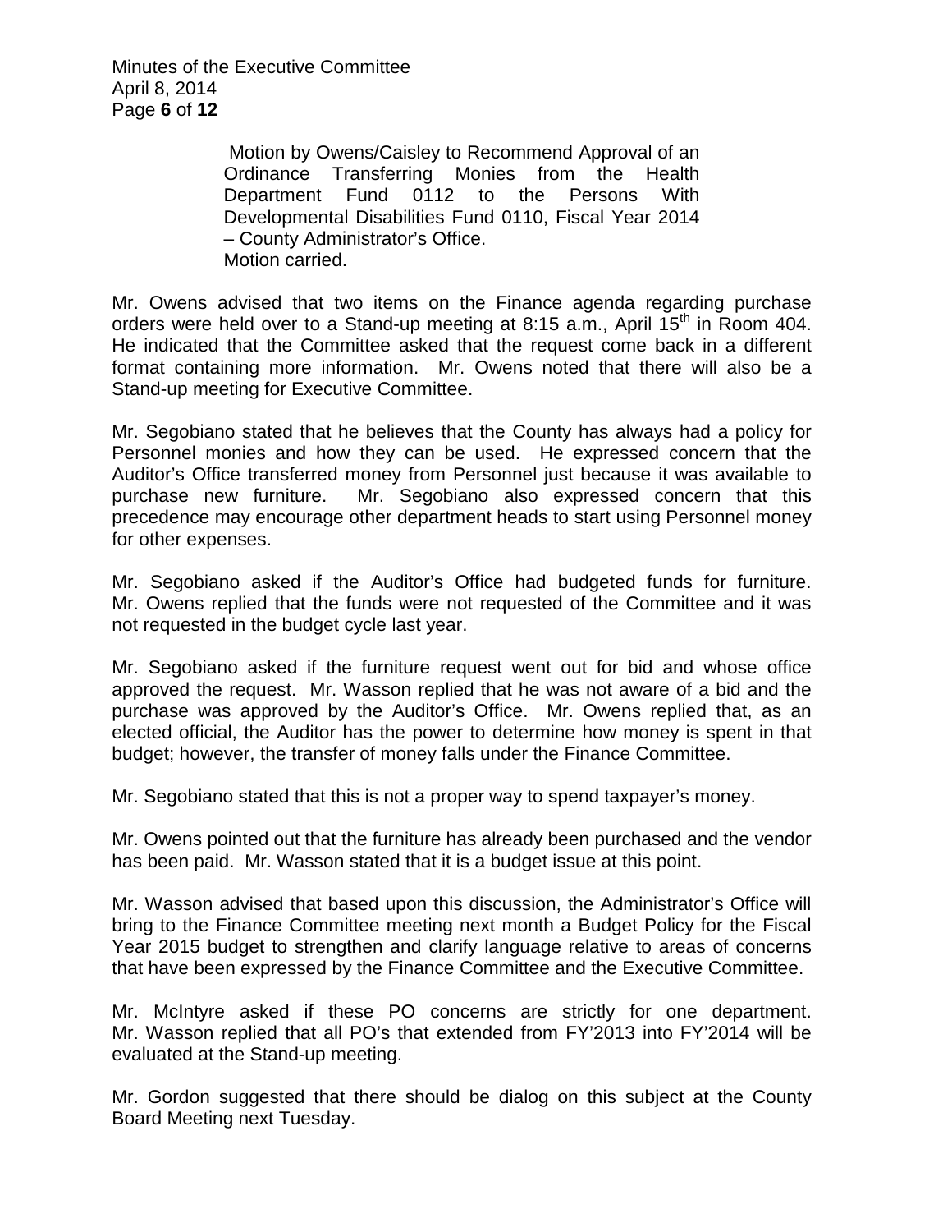Motion by Owens/Caisley to Recommend Approval of an Ordinance Transferring Monies from the Health Department Fund 0112 to the Persons With Developmental Disabilities Fund 0110, Fiscal Year 2014 – County Administrator's Office.
Motion carried.

Mr. Owens advised that two items on the Finance agenda regarding purchase orders were held over to a Stand-up meeting at 8:15 a.m., April 15th in Room 404. He indicated that the Committee asked that the request come back in a different format containing more information. Mr. Owens noted that there will also be a Stand-up meeting for Executive Committee.

Mr. Segobiano stated that he believes that the County has always had a policy for Personnel monies and how they can be used. He expressed concern that the Auditor's Office transferred money from Personnel just because it was available to purchase new furniture. Mr. Segobiano also expressed concern that this precedence may encourage other department heads to start using Personnel money for other expenses.

Mr. Segobiano asked if the Auditor's Office had budgeted funds for furniture. Mr. Owens replied that the funds were not requested of the Committee and it was not requested in the budget cycle last year.

Mr. Segobiano asked if the furniture request went out for bid and whose office approved the request. Mr. Wasson replied that he was not aware of a bid and the purchase was approved by the Auditor's Office. Mr. Owens replied that, as an elected official, the Auditor has the power to determine how money is spent in that budget; however, the transfer of money falls under the Finance Committee.

Mr. Segobiano stated that this is not a proper way to spend taxpayer's money.

Mr. Owens pointed out that the furniture has already been purchased and the vendor has been paid. Mr. Wasson stated that it is a budget issue at this point.

Mr. Wasson advised that based upon this discussion, the Administrator's Office will bring to the Finance Committee meeting next month a Budget Policy for the Fiscal Year 2015 budget to strengthen and clarify language relative to areas of concerns that have been expressed by the Finance Committee and the Executive Committee.

Mr. McIntyre asked if these PO concerns are strictly for one department. Mr. Wasson replied that all PO's that extended from FY'2013 into FY'2014 will be evaluated at the Stand-up meeting.

Mr. Gordon suggested that there should be dialog on this subject at the County Board Meeting next Tuesday.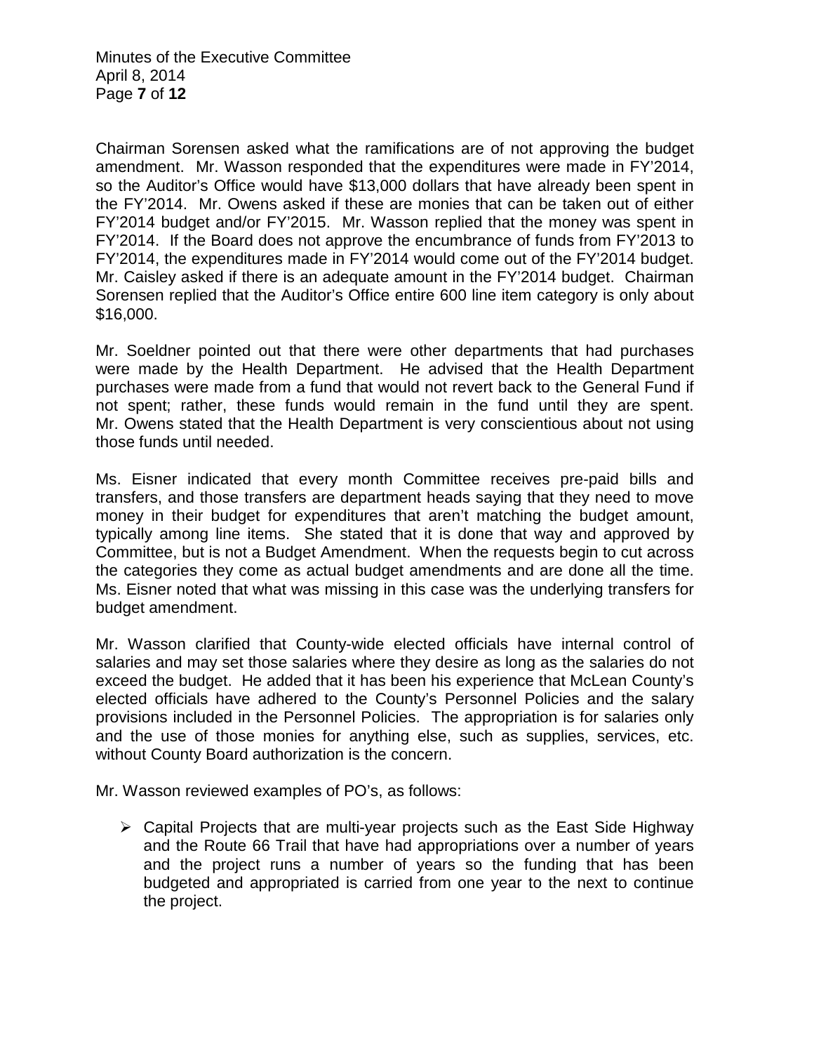Chairman Sorensen asked what the ramifications are of not approving the budget amendment. Mr. Wasson responded that the expenditures were made in FY'2014, so the Auditor's Office would have $13,000 dollars that have already been spent in the FY'2014. Mr. Owens asked if these are monies that can be taken out of either FY'2014 budget and/or FY'2015. Mr. Wasson replied that the money was spent in FY'2014. If the Board does not approve the encumbrance of funds from FY'2013 to FY'2014, the expenditures made in FY'2014 would come out of the FY'2014 budget. Mr. Caisley asked if there is an adequate amount in the FY'2014 budget. Chairman Sorensen replied that the Auditor's Office entire 600 line item category is only about $16,000.

Mr. Soeldner pointed out that there were other departments that had purchases were made by the Health Department. He advised that the Health Department purchases were made from a fund that would not revert back to the General Fund if not spent; rather, these funds would remain in the fund until they are spent. Mr. Owens stated that the Health Department is very conscientious about not using those funds until needed.

Ms. Eisner indicated that every month Committee receives pre-paid bills and transfers, and those transfers are department heads saying that they need to move money in their budget for expenditures that aren't matching the budget amount, typically among line items. She stated that it is done that way and approved by Committee, but is not a Budget Amendment. When the requests begin to cut across the categories they come as actual budget amendments and are done all the time. Ms. Eisner noted that what was missing in this case was the underlying transfers for budget amendment.

Mr. Wasson clarified that County-wide elected officials have internal control of salaries and may set those salaries where they desire as long as the salaries do not exceed the budget. He added that it has been his experience that McLean County's elected officials have adhered to the County's Personnel Policies and the salary provisions included in the Personnel Policies. The appropriation is for salaries only and the use of those monies for anything else, such as supplies, services, etc. without County Board authorization is the concern.

Mr. Wasson reviewed examples of PO's, as follows:

- Capital Projects that are multi-year projects such as the East Side Highway and the Route 66 Trail that have had appropriations over a number of years and the project runs a number of years so the funding that has been budgeted and appropriated is carried from one year to the next to continue the project.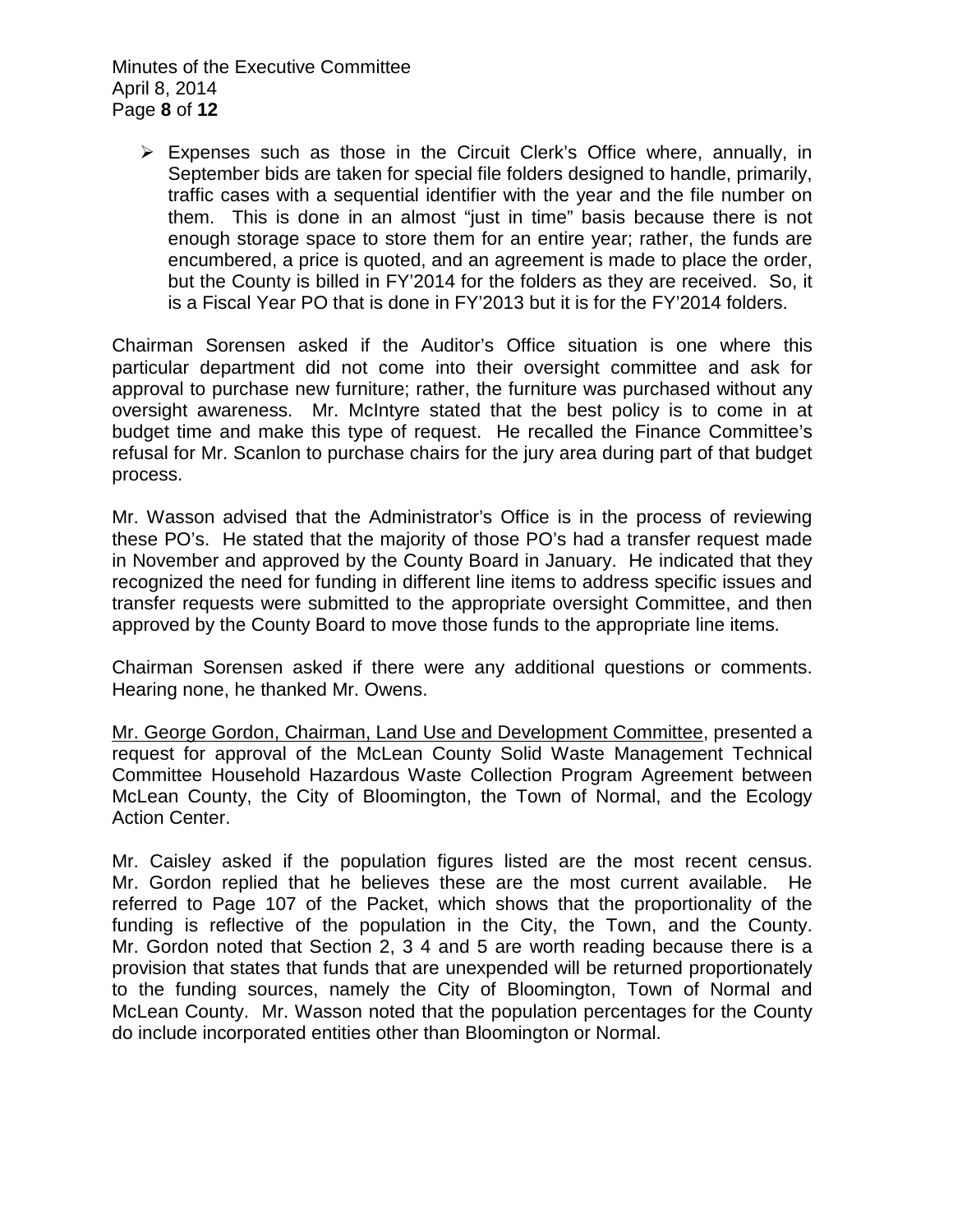- Expenses such as those in the Circuit Clerk's Office where, annually, in September bids are taken for special file folders designed to handle, primarily, traffic cases with a sequential identifier with the year and the file number on them. This is done in an almost "just in time" basis because there is not enough storage space to store them for an entire year; rather, the funds are encumbered, a price is quoted, and an agreement is made to place the order, but the County is billed in FY'2014 for the folders as they are received. So, it is a Fiscal Year PO that is done in FY'2013 but it is for the FY'2014 folders.

Chairman Sorensen asked if the Auditor's Office situation is one where this particular department did not come into their oversight committee and ask for approval to purchase new furniture; rather, the furniture was purchased without any oversight awareness. Mr. McIntyre stated that the best policy is to come in at budget time and make this type of request. He recalled the Finance Committee's refusal for Mr. Scanlon to purchase chairs for the jury area during part of that budget process.

Mr. Wasson advised that the Administrator's Office is in the process of reviewing these PO's. He stated that the majority of those PO's had a transfer request made in November and approved by the County Board in January. He indicated that they recognized the need for funding in different line items to address specific issues and transfer requests were submitted to the appropriate oversight Committee, and then approved by the County Board to move those funds to the appropriate line items.

Chairman Sorensen asked if there were any additional questions or comments. Hearing none, he thanked Mr. Owens.

Mr. George Gordon, Chairman, Land Use and Development Committee, presented a request for approval of the McLean County Solid Waste Management Technical Committee Household Hazardous Waste Collection Program Agreement between McLean County, the City of Bloomington, the Town of Normal, and the Ecology Action Center.

Mr. Caisley asked if the population figures listed are the most recent census. Mr. Gordon replied that he believes these are the most current available. He referred to Page 107 of the Packet, which shows that the proportionality of the funding is reflective of the population in the City, the Town, and the County. Mr. Gordon noted that Section 2, 3 4 and 5 are worth reading because there is a provision that states that funds that are unexpended will be returned proportionately to the funding sources, namely the City of Bloomington, Town of Normal and McLean County. Mr. Wasson noted that the population percentages for the County do include incorporated entities other than Bloomington or Normal.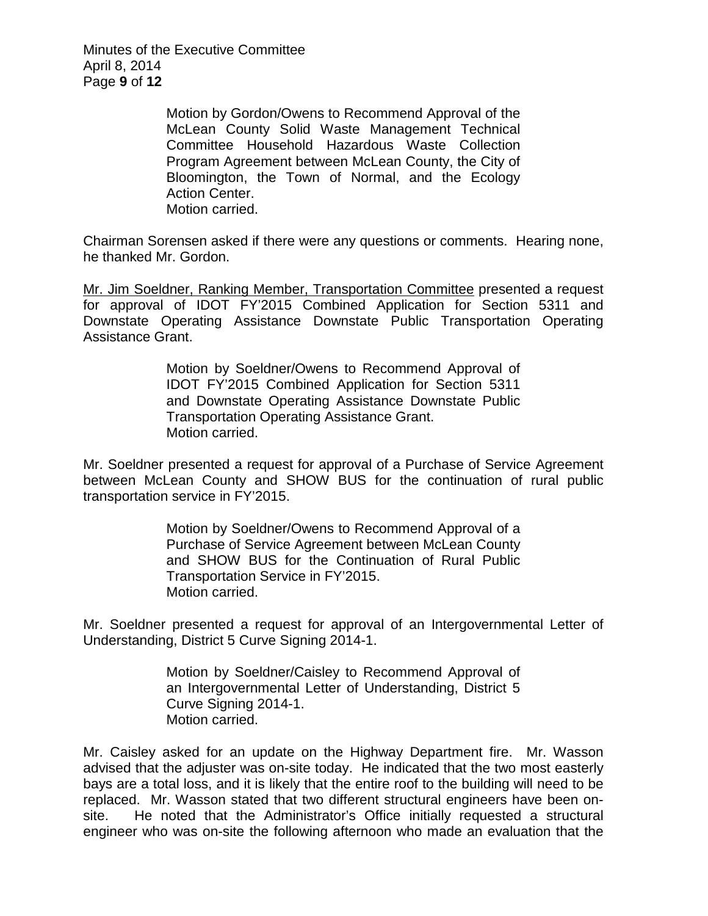> Motion by Gordon/Owens to Recommend Approval of the McLean County Solid Waste Management Technical Committee Household Hazardous Waste Collection Program Agreement between McLean County, the City of Bloomington, the Town of Normal, and the Ecology Action Center.
> Motion carried.

Chairman Sorensen asked if there were any questions or comments. Hearing none, he thanked Mr. Gordon.

Mr. Jim Soeldner, Ranking Member, Transportation Committee presented a request for approval of IDOT FY'2015 Combined Application for Section 5311 and Downstate Operating Assistance Downstate Public Transportation Operating Assistance Grant.

> Motion by Soeldner/Owens to Recommend Approval of IDOT FY'2015 Combined Application for Section 5311 and Downstate Operating Assistance Downstate Public Transportation Operating Assistance Grant.
> Motion carried.

Mr. Soeldner presented a request for approval of a Purchase of Service Agreement between McLean County and SHOW BUS for the continuation of rural public transportation service in FY'2015.

> Motion by Soeldner/Owens to Recommend Approval of a Purchase of Service Agreement between McLean County and SHOW BUS for the Continuation of Rural Public Transportation Service in FY'2015.
> Motion carried.

Mr. Soeldner presented a request for approval of an Intergovernmental Letter of Understanding, District 5 Curve Signing 2014-1.

> Motion by Soeldner/Caisley to Recommend Approval of an Intergovernmental Letter of Understanding, District 5 Curve Signing 2014-1.
> Motion carried.

Mr. Caisley asked for an update on the Highway Department fire. Mr. Wasson advised that the adjuster was on-site today. He indicated that the two most easterly bays are a total loss, and it is likely that the entire roof to the building will need to be replaced. Mr. Wasson stated that two different structural engineers have been on-site. He noted that the Administrator's Office initially requested a structural engineer who was on-site the following afternoon who made an evaluation that the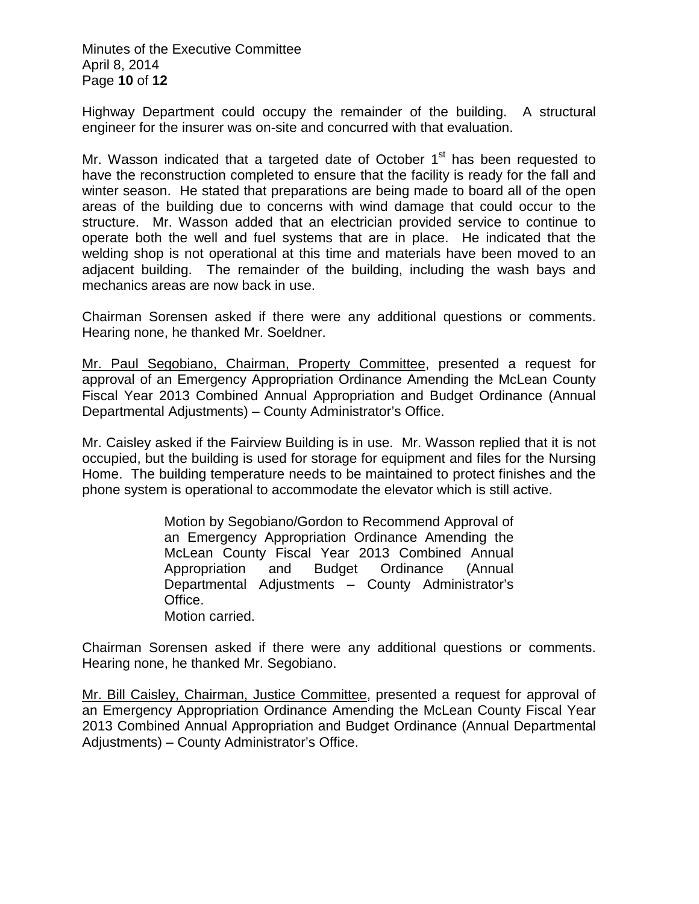Highway Department could occupy the remainder of the building. A structural engineer for the insurer was on-site and concurred with that evaluation.

Mr. Wasson indicated that a targeted date of October 1st has been requested to have the reconstruction completed to ensure that the facility is ready for the fall and winter season. He stated that preparations are being made to board all of the open areas of the building due to concerns with wind damage that could occur to the structure. Mr. Wasson added that an electrician provided service to continue to operate both the well and fuel systems that are in place. He indicated that the welding shop is not operational at this time and materials have been moved to an adjacent building. The remainder of the building, including the wash bays and mechanics areas are now back in use.

Chairman Sorensen asked if there were any additional questions or comments. Hearing none, he thanked Mr. Soeldner.

<u>Mr. Paul Segobiano, Chairman, Property Committee</u>, presented a request for approval of an Emergency Appropriation Ordinance Amending the McLean County Fiscal Year 2013 Combined Annual Appropriation and Budget Ordinance (Annual Departmental Adjustments) – County Administrator's Office.

Mr. Caisley asked if the Fairview Building is in use. Mr. Wasson replied that it is not occupied, but the building is used for storage for equipment and files for the Nursing Home. The building temperature needs to be maintained to protect finishes and the phone system is operational to accommodate the elevator which is still active.

> Motion by Segobiano/Gordon to Recommend Approval of an Emergency Appropriation Ordinance Amending the McLean County Fiscal Year 2013 Combined Annual Appropriation and Budget Ordinance (Annual Departmental Adjustments – County Administrator's Office.
> Motion carried.

Chairman Sorensen asked if there were any additional questions or comments. Hearing none, he thanked Mr. Segobiano.

<u>Mr. Bill Caisley, Chairman, Justice Committee</u>, presented a request for approval of an Emergency Appropriation Ordinance Amending the McLean County Fiscal Year 2013 Combined Annual Appropriation and Budget Ordinance (Annual Departmental Adjustments) – County Administrator's Office.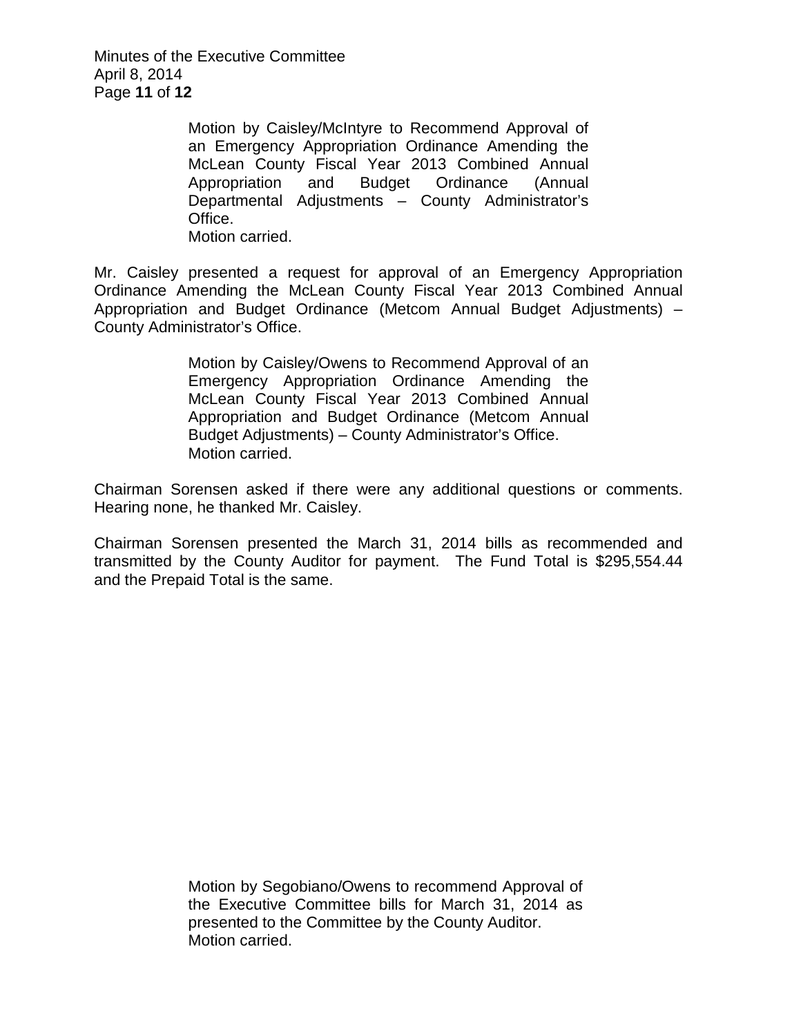> Motion by Caisley/McIntyre to Recommend Approval of an Emergency Appropriation Ordinance Amending the McLean County Fiscal Year 2013 Combined Annual Appropriation and Budget Ordinance (Annual Departmental Adjustments – County Administrator's Office.
> Motion carried.

Mr. Caisley presented a request for approval of an Emergency Appropriation Ordinance Amending the McLean County Fiscal Year 2013 Combined Annual Appropriation and Budget Ordinance (Metcom Annual Budget Adjustments) – County Administrator's Office.

> Motion by Caisley/Owens to Recommend Approval of an Emergency Appropriation Ordinance Amending the McLean County Fiscal Year 2013 Combined Annual Appropriation and Budget Ordinance (Metcom Annual Budget Adjustments) – County Administrator's Office.
> Motion carried.

Chairman Sorensen asked if there were any additional questions or comments. Hearing none, he thanked Mr. Caisley.

Chairman Sorensen presented the March 31, 2014 bills as recommended and transmitted by the County Auditor for payment. The Fund Total is $295,554.44 and the Prepaid Total is the same.

> Motion by Segobiano/Owens to recommend Approval of the Executive Committee bills for March 31, 2014 as presented to the Committee by the County Auditor.
> Motion carried.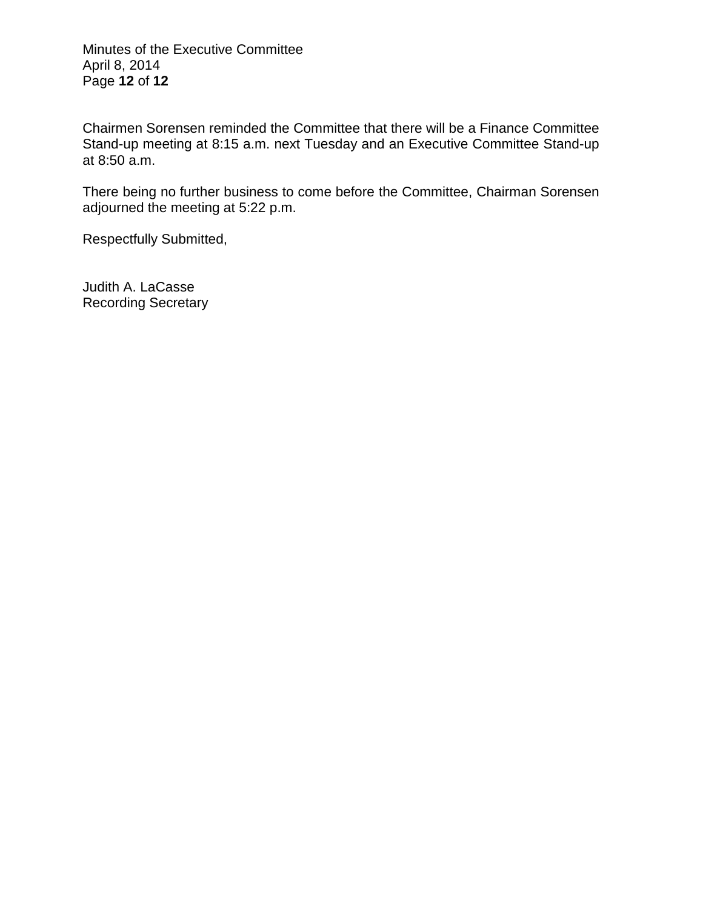Chairmen Sorensen reminded the Committee that there will be a Finance Committee Stand-up meeting at 8:15 a.m. next Tuesday and an Executive Committee Stand-up at 8:50 a.m.

There being no further business to come before the Committee, Chairman Sorensen adjourned the meeting at 5:22 p.m.

Respectfully Submitted,

Judith A. LaCasse
Recording Secretary